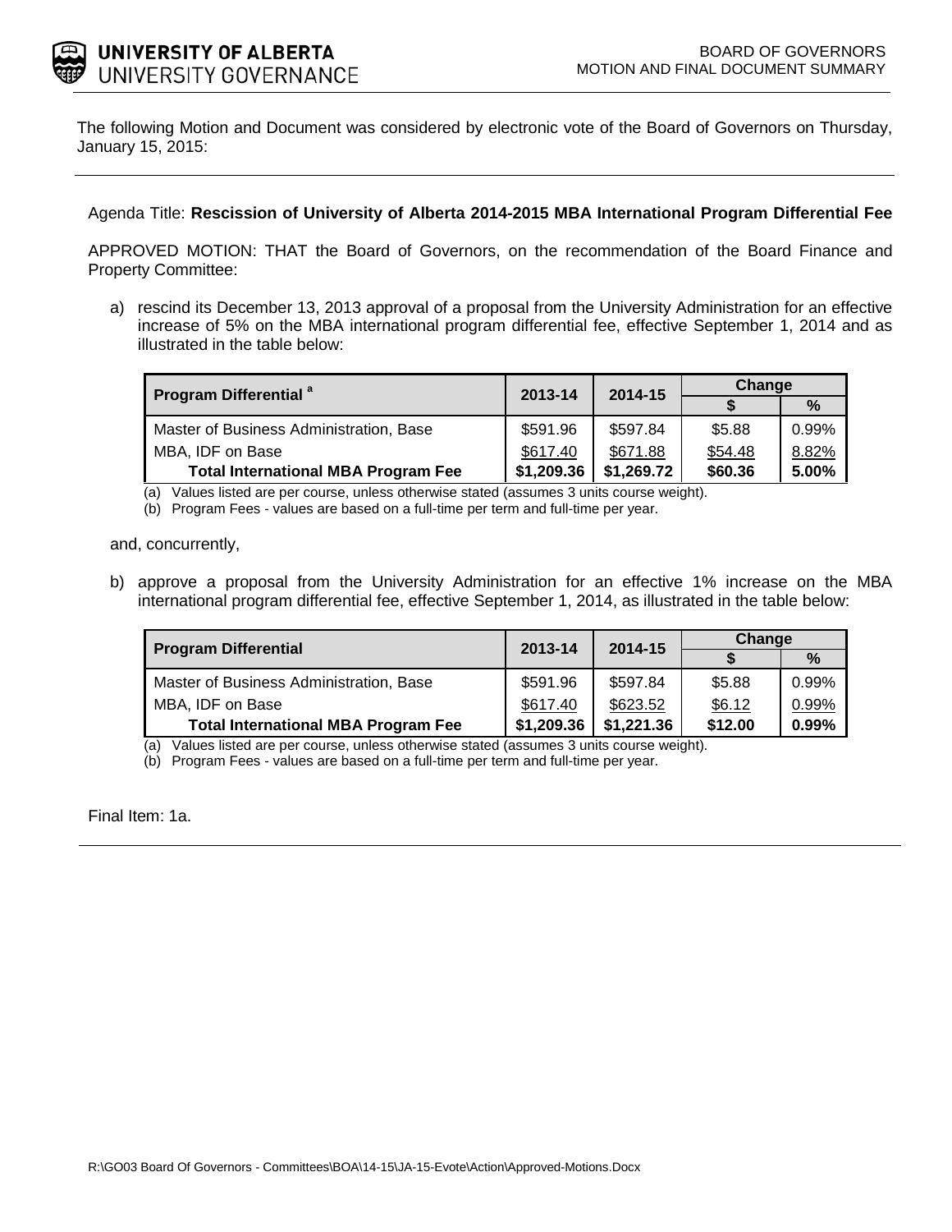UNIVERSITY OF ALBERTA
UNIVERSITY GOVERNANCE

BOARD OF GOVERNORS
MOTION AND FINAL DOCUMENT SUMMARY

The following Motion and Document was considered by electronic vote of the Board of Governors on Thursday, January 15, 2015:

Agenda Title: **Rescission of University of Alberta 2014-2015 MBA International Program Differential Fee**

APPROVED MOTION: THAT the Board of Governors, on the recommendation of the Board Finance and Property Committee:

a) rescind its December 13, 2013 approval of a proposal from the University Administration for an effective increase of 5% on the MBA international program differential fee, effective September 1, 2014 and as illustrated in the table below:

| Program Differential [a] | 2013-14 | 2014-15 | Change | |
|---|---|---|---|---|
| | | | $ | % |
| Master of Business Administration, Base | $591.96 | $597.84 | $5.88 | 0.99% |
| MBA, IDF on Base | $617.40 | $671.88 | $54.48 | 8.82% |
| **Total International MBA Program Fee** | **$1,209.36** | **$1,269.72** | **$60.36** | **5.00%** |

(a) Values listed are per course, unless otherwise stated (assumes 3 units course weight).
(b) Program Fees - values are based on a full-time per term and full-time per year.

and, concurrently,

b) approve a proposal from the University Administration for an effective 1% increase on the MBA international program differential fee, effective September 1, 2014, as illustrated in the table below:

| Program Differential | 2013-14 | 2014-15 | Change | |
|---|---|---|---|---|
| | | | $ | % |
| Master of Business Administration, Base | $591.96 | $597.84 | $5.88 | 0.99% |
| MBA, IDF on Base | $617.40 | $623.52 | $6.12 | 0.99% |
| **Total International MBA Program Fee** | **$1,209.36** | **$1,221.36** | **$12.00** | **0.99%** |

(a) Values listed are per course, unless otherwise stated (assumes 3 units course weight).
(b) Program Fees - values are based on a full-time per term and full-time per year.

Final Item: 1a.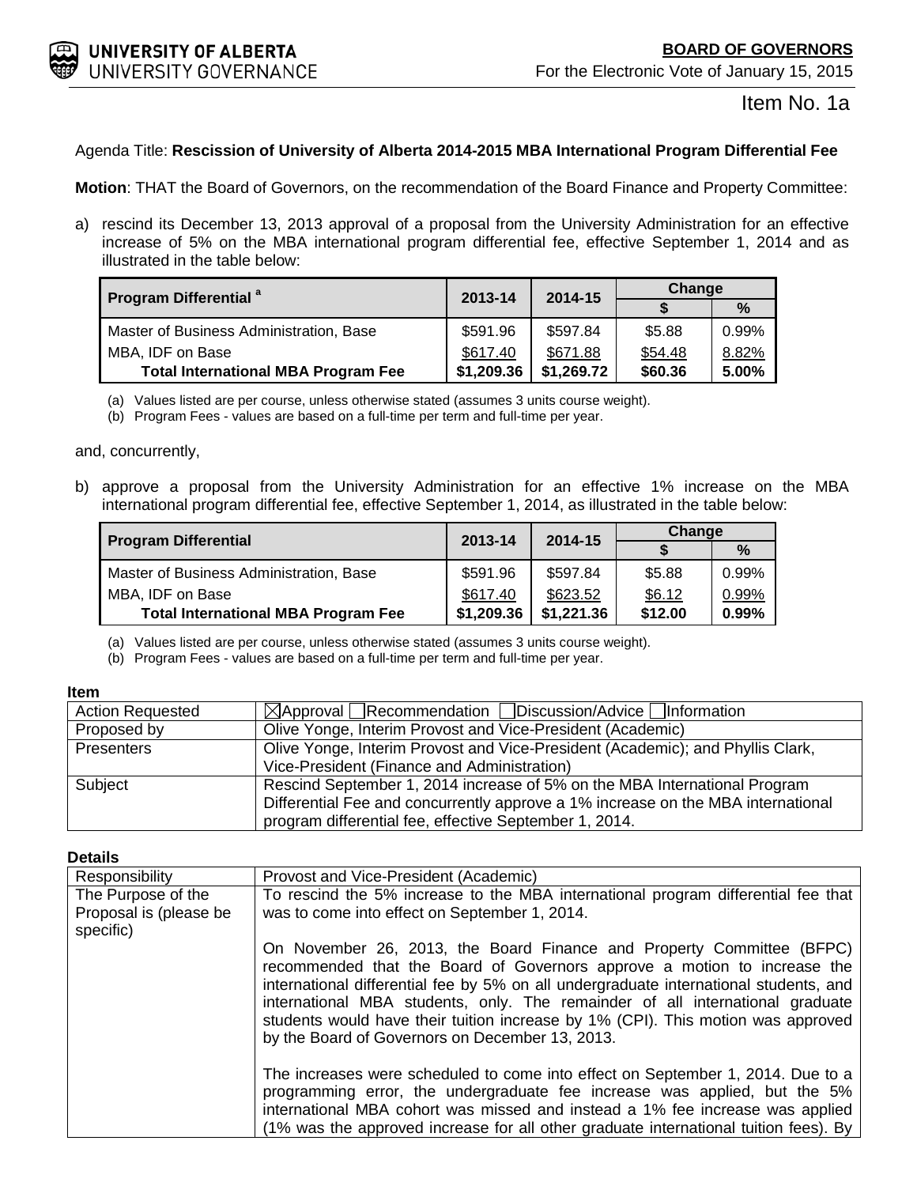Agenda Title: **Rescission of University of Alberta 2014-2015 MBA International Program Differential Fee**

**Motion**: THAT the Board of Governors, on the recommendation of the Board Finance and Property Committee:

a) rescind its December 13, 2013 approval of a proposal from the University Administration for an effective increase of 5% on the MBA international program differential fee, effective September 1, 2014 and as illustrated in the table below:

| Program Differential [a] | 2013-14 | 2014-15 | Change | |
|---|---|---|---|---|
| | | | $ | % |
| Master of Business Administration, Base | $591.96 | $597.84 | $5.88 | 0.99% |
| MBA, IDF on Base | $617.40 | $671.88 | $54.48 | 8.82% |
| **Total International MBA Program Fee** | **$1,209.36** | **$1,269.72** | **$60.36** | **5.00%** |

(a) Values listed are per course, unless otherwise stated (assumes 3 units course weight).
(b) Program Fees - values are based on a full-time per term and full-time per year.

and, concurrently,

b) approve a proposal from the University Administration for an effective 1% increase on the MBA international program differential fee, effective September 1, 2014, as illustrated in the table below:

| Program Differential | 2013-14 | 2014-15 | Change | |
|---|---|---|---|---|
| | | | $ | % |
| Master of Business Administration, Base | $591.96 | $597.84 | $5.88 | 0.99% |
| MBA, IDF on Base | $617.40 | $623.52 | $6.12 | 0.99% |
| **Total International MBA Program Fee** | **$1,209.36** | **$1,221.36** | **$12.00** | **0.99%** |

(a) Values listed are per course, unless otherwise stated (assumes 3 units course weight).
(b) Program Fees - values are based on a full-time per term and full-time per year.

**Item**

| | |
|---|---|
| Action Requested | ☒Approval ☐Recommendation ☐Discussion/Advice ☐Information |
| Proposed by | Olive Yonge, Interim Provost and Vice-President (Academic) |
| Presenters | Olive Yonge, Interim Provost and Vice-President (Academic); and Phyllis Clark, Vice-President (Finance and Administration) |
| Subject | Rescind September 1, 2014 increase of 5% on the MBA International Program Differential Fee and concurrently approve a 1% increase on the MBA international program differential fee, effective September 1, 2014. |

**Details**

| | |
|---|---|
| Responsibility | Provost and Vice-President (Academic) |
| The Purpose of the Proposal is (please be specific) | To rescind the 5% increase to the MBA international program differential fee that was to come into effect on September 1, 2014.<br><br>On November 26, 2013, the Board Finance and Property Committee (BFPC) recommended that the Board of Governors approve a motion to increase the international differential fee by 5% on all undergraduate international students, and international MBA students, only. The remainder of all international graduate students would have their tuition increase by 1% (CPI). This motion was approved by the Board of Governors on December 13, 2013.<br><br>The increases were scheduled to come into effect on September 1, 2014. Due to a programming error, the undergraduate fee increase was applied, but the 5% international MBA cohort was missed and instead a 1% fee increase was applied (1% was the approved increase for all other graduate international tuition fees). By |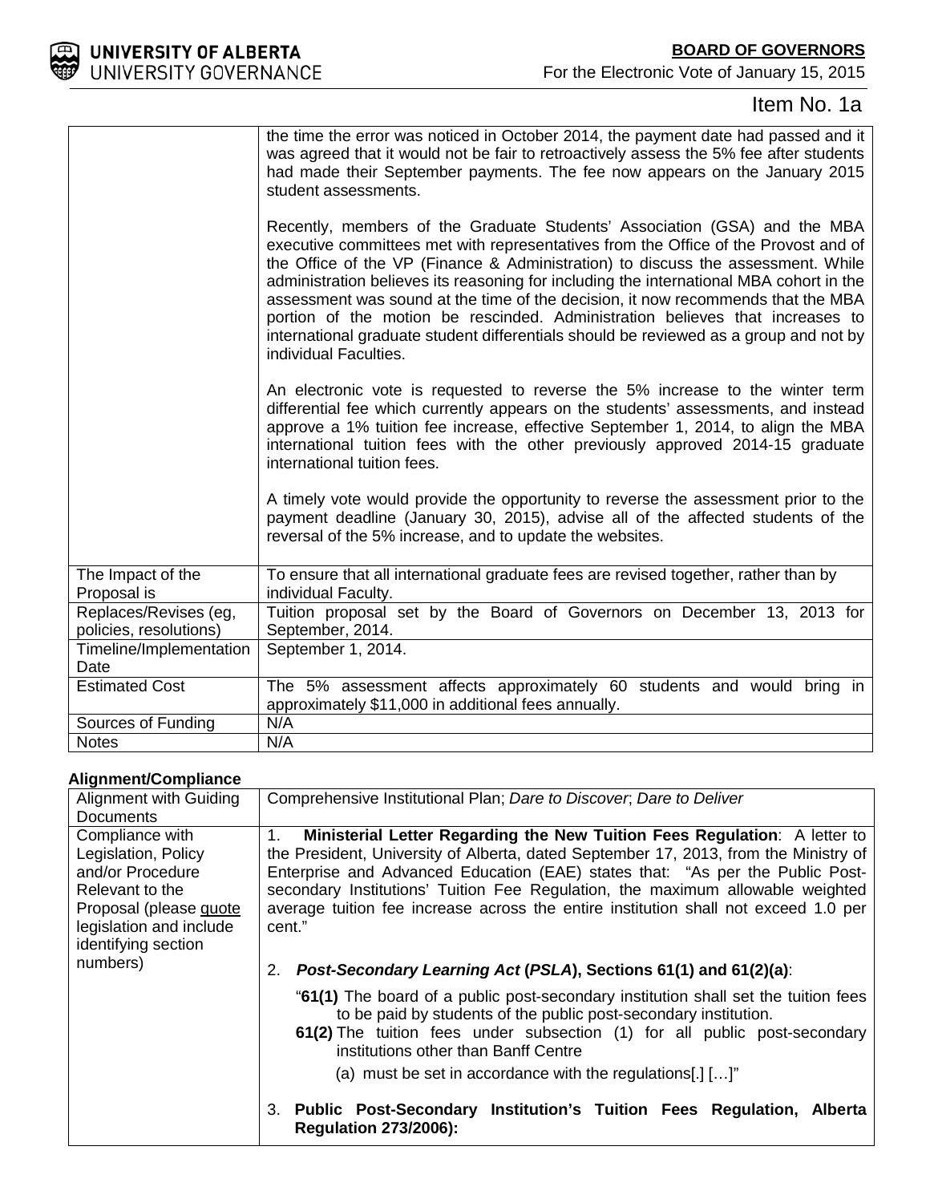Item No. 1a

| | |
|---|---|
| | the time the error was noticed in October 2014, the payment date had passed and it was agreed that it would not be fair to retroactively assess the 5% fee after students had made their September payments. The fee now appears on the January 2015 student assessments.<br><br>Recently, members of the Graduate Students' Association (GSA) and the MBA executive committees met with representatives from the Office of the Provost and of the Office of the VP (Finance & Administration) to discuss the assessment. While administration believes its reasoning for including the international MBA cohort in the assessment was sound at the time of the decision, it now recommends that the MBA portion of the motion be rescinded. Administration believes that increases to international graduate student differentials should be reviewed as a group and not by individual Faculties.<br><br>An electronic vote is requested to reverse the 5% increase to the winter term differential fee which currently appears on the students' assessments, and instead approve a 1% tuition fee increase, effective September 1, 2014, to align the MBA international tuition fees with the other previously approved 2014-15 graduate international tuition fees.<br><br>A timely vote would provide the opportunity to reverse the assessment prior to the payment deadline (January 30, 2015), advise all of the affected students of the reversal of the 5% increase, and to update the websites. |
| The Impact of the Proposal is | To ensure that all international graduate fees are revised together, rather than by individual Faculty. |
| Replaces/Revises (eg, policies, resolutions) | Tuition proposal set by the Board of Governors on December 13, 2013 for September, 2014. |
| Timeline/Implementation Date | September 1, 2014. |
| Estimated Cost | The 5% assessment affects approximately 60 students and would bring in approximately $11,000 in additional fees annually. |
| Sources of Funding | N/A |
| Notes | N/A |

**Alignment/Compliance**

| | |
|---|---|
| Alignment with Guiding Documents | Comprehensive Institutional Plan; *Dare to Discover*; *Dare to Deliver* |
| Compliance with Legislation, Policy and/or Procedure Relevant to the Proposal (please quote legislation and include identifying section numbers) | 1. **Ministerial Letter Regarding the New Tuition Fees Regulation**: A letter to the President, University of Alberta, dated September 17, 2013, from the Ministry of Enterprise and Advanced Education (EAE) states that: "As per the Public Post-secondary Institutions' Tuition Fee Regulation, the maximum allowable weighted average tuition fee increase across the entire institution shall not exceed 1.0 per cent."<br><br>2. ***Post-Secondary Learning Act* (*PSLA*), Sections 61(1) and 61(2)(a)**:<br><br>"**61(1)** The board of a public post-secondary institution shall set the tuition fees to be paid by students of the public post-secondary institution.<br>**61(2)** The tuition fees under subsection (1) for all public post-secondary institutions other than Banff Centre<br>(a) must be set in accordance with the regulations[.] […]"<br><br>3. **Public Post-Secondary Institution's Tuition Fees Regulation, Alberta Regulation 273/2006):** |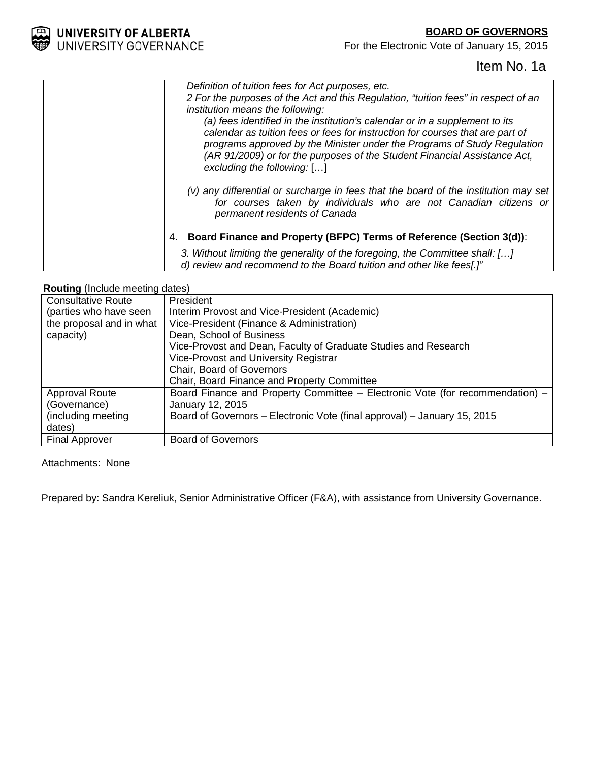Item No. 1a

| | |
|---|---|
| | *Definition of tuition fees for Act purposes, etc.*<br>*2 For the purposes of the Act and this Regulation, "tuition fees" in respect of an institution means the following:*<br>*(a) fees identified in the institution's calendar or in a supplement to its calendar as tuition fees or fees for instruction for courses that are part of programs approved by the Minister under the Programs of Study Regulation (AR 91/2009) or for the purposes of the Student Financial Assistance Act, excluding the following:* […]<br><br>*(v) any differential or surcharge in fees that the board of the institution may set for courses taken by individuals who are not Canadian citizens or permanent residents of Canada*<br><br>4. **Board Finance and Property (BFPC) Terms of Reference (Section 3(d))**:<br><br>*3. Without limiting the generality of the foregoing, the Committee shall: […]*<br>*d) review and recommend to the Board tuition and other like fees[.]"* |

**Routing** (Include meeting dates)

| | |
|---|---|
| Consultative Route (parties who have seen the proposal and in what capacity) | President<br>Interim Provost and Vice-President (Academic)<br>Vice-President (Finance & Administration)<br>Dean, School of Business<br>Vice-Provost and Dean, Faculty of Graduate Studies and Research<br>Vice-Provost and University Registrar<br>Chair, Board of Governors<br>Chair, Board Finance and Property Committee |
| Approval Route (Governance) (including meeting dates) | Board Finance and Property Committee – Electronic Vote (for recommendation) – January 12, 2015<br>Board of Governors – Electronic Vote (final approval) – January 15, 2015 |
| Final Approver | Board of Governors |

Attachments: None

Prepared by: Sandra Kereliuk, Senior Administrative Officer (F&A), with assistance from University Governance.